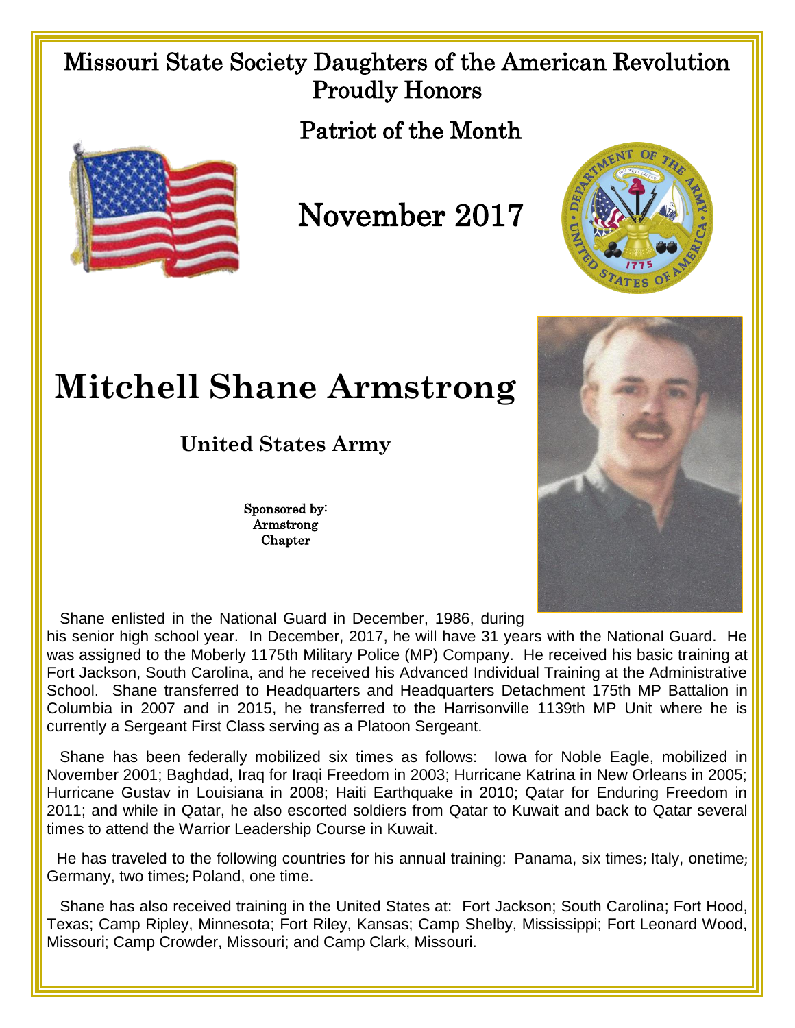Missouri State Society Daughters of the American Revolution
Proudly Honors

Patriot of the Month

# November 2017

# Mitchell Shane Armstrong

## United States Army

Sponsored by:
Armstrong
Chapter

Shane enlisted in the National Guard in December, 1986, during his senior high school year. In December, 2017, he will have 31 years with the National Guard. He was assigned to the Moberly 1175th Military Police (MP) Company. He received his basic training at Fort Jackson, South Carolina, and he received his Advanced Individual Training at the Administrative School. Shane transferred to Headquarters and Headquarters Detachment 175th MP Battalion in Columbia in 2007 and in 2015, he transferred to the Harrisonville 1139th MP Unit where he is currently a Sergeant First Class serving as a Platoon Sergeant.

Shane has been federally mobilized six times as follows: Iowa for Noble Eagle, mobilized in November 2001; Baghdad, Iraq for Iraqi Freedom in 2003; Hurricane Katrina in New Orleans in 2005; Hurricane Gustav in Louisiana in 2008; Haiti Earthquake in 2010; Qatar for Enduring Freedom in 2011; and while in Qatar, he also escorted soldiers from Qatar to Kuwait and back to Qatar several times to attend the Warrior Leadership Course in Kuwait.

He has traveled to the following countries for his annual training: Panama, six times; Italy, onetime; Germany, two times; Poland, one time.

Shane has also received training in the United States at: Fort Jackson; South Carolina; Fort Hood, Texas; Camp Ripley, Minnesota; Fort Riley, Kansas; Camp Shelby, Mississippi; Fort Leonard Wood, Missouri; Camp Crowder, Missouri; and Camp Clark, Missouri.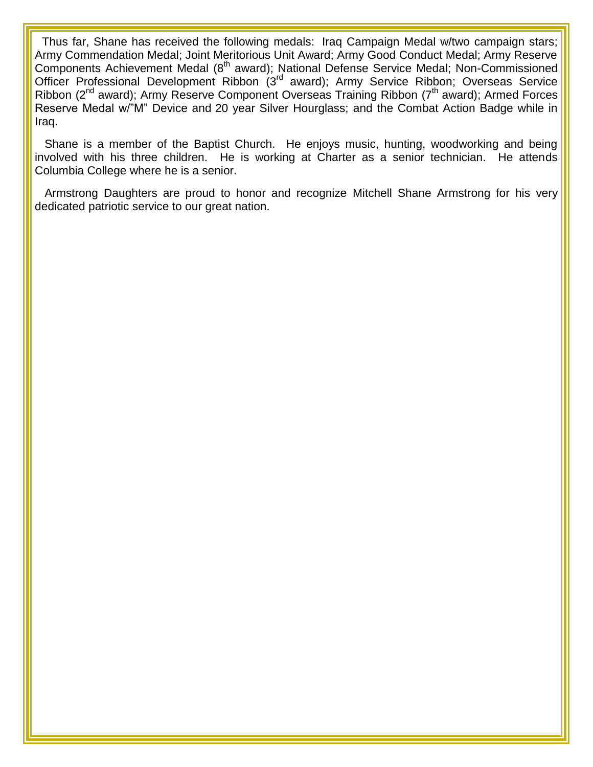Thus far, Shane has received the following medals: Iraq Campaign Medal w/two campaign stars; Army Commendation Medal; Joint Meritorious Unit Award; Army Good Conduct Medal; Army Reserve Components Achievement Medal (8th award); National Defense Service Medal; Non-Commissioned Officer Professional Development Ribbon (3rd award); Army Service Ribbon; Overseas Service Ribbon (2nd award); Army Reserve Component Overseas Training Ribbon (7th award); Armed Forces Reserve Medal w/"M" Device and 20 year Silver Hourglass; and the Combat Action Badge while in Iraq.

Shane is a member of the Baptist Church. He enjoys music, hunting, woodworking and being involved with his three children. He is working at Charter as a senior technician. He attends Columbia College where he is a senior.

Armstrong Daughters are proud to honor and recognize Mitchell Shane Armstrong for his very dedicated patriotic service to our great nation.